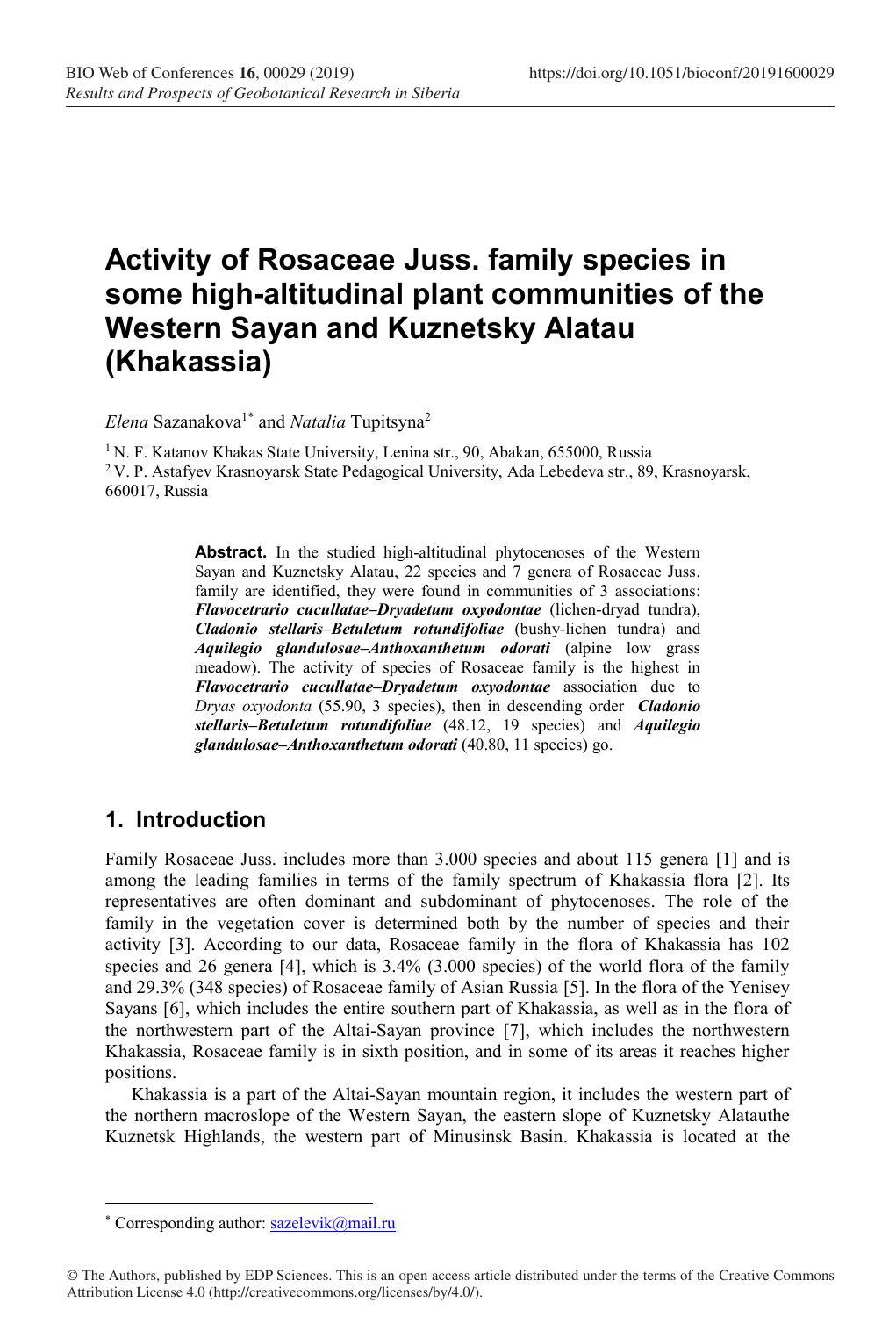# Activity of Rosaceae Juss. family species in some high-altitudinal plant communities of the Western Sayan and Kuznetsky Alatau (Khakassia)

*Elena* Sazanakova[1*] and *Natalia* Tupitsyna[2]

[1] N. F. Katanov Khakas State University, Lenina str., 90, Abakan, 655000, Russia

[2] V. P. Astafyev Krasnoyarsk State Pedagogical University, Ada Lebedeva str., 89, Krasnoyarsk, 660017, Russia

**Abstract.** In the studied high-altitudinal phytocenoses of the Western Sayan and Kuznetsky Alatau, 22 species and 7 genera of Rosaceae Juss. family are identified, they were found in communities of 3 associations: ***Flavocetrario cucullatae–Dryadetum oxyodontae*** (lichen-dryad tundra), ***Cladonio stellaris–Betuletum rotundifoliae*** (bushy-lichen tundra) and ***Aquilegio glandulosae–Anthoxanthetum odorati*** (alpine low grass meadow). The activity of species of Rosaceae family is the highest in ***Flavocetrario cucullatae–Dryadetum oxyodontae*** association due to *Dryas oxyodonta* (55.90, 3 species), then in descending order ***Cladonio stellaris–Betuletum rotundifoliae*** (48.12, 19 species) and ***Aquilegio glandulosae–Anthoxanthetum odorati*** (40.80, 11 species) go.

## 1. Introduction

Family Rosaceae Juss. includes more than 3.000 species and about 115 genera [1] and is among the leading families in terms of the family spectrum of Khakassia flora [2]. Its representatives are often dominant and subdominant of phytocenoses. The role of the family in the vegetation cover is determined both by the number of species and their activity [3]. According to our data, Rosaceae family in the flora of Khakassia has 102 species and 26 genera [4], which is 3.4% (3.000 species) of the world flora of the family and 29.3% (348 species) of Rosaceae family of Asian Russia [5]. In the flora of the Yenisey Sayans [6], which includes the entire southern part of Khakassia, as well as in the flora of the northwestern part of the Altai-Sayan province [7], which includes the northwestern Khakassia, Rosaceae family is in sixth position, and in some of its areas it reaches higher positions.

Khakassia is a part of the Altai-Sayan mountain region, it includes the western part of the northern macroslope of the Western Sayan, the eastern slope of Kuznetsky Alatauthe Kuznetsk Highlands, the western part of Minusinsk Basin. Khakassia is located at the

[*] Corresponding author: sazelevik@mail.ru

© The Authors, published by EDP Sciences. This is an open access article distributed under the terms of the Creative Commons Attribution License 4.0 (http://creativecommons.org/licenses/by/4.0/).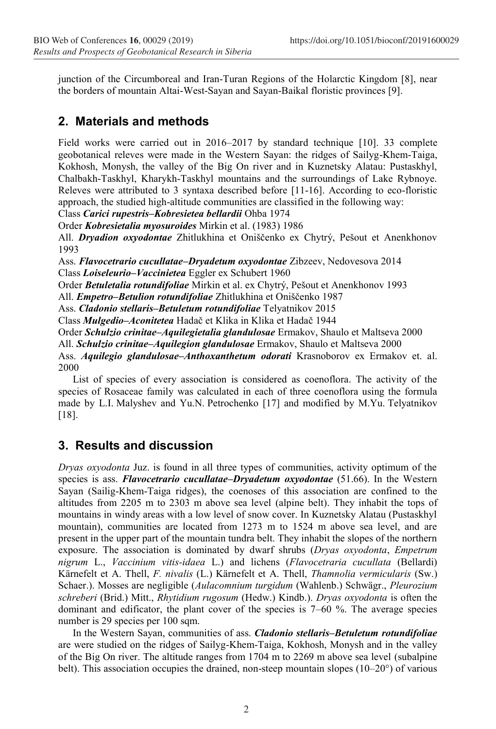junction of the Circumboreal and Iran-Turan Regions of the Holarctic Kingdom [8], near the borders of mountain Altai-West-Sayan and Sayan-Baikal floristic provinces [9].

## 2. Materials and methods

Field works were carried out in 2016–2017 by standard technique [10]. 33 complete geobotanical releves were made in the Western Sayan: the ridges of Sailyg-Khem-Taiga, Kokhosh, Monysh, the valley of the Big On river and in Kuznetsky Alatau: Pustaskhyl, Chalbakh-Taskhyl, Kharykh-Taskhyl mountains and the surroundings of Lake Rybnoye. Releves were attributed to 3 syntaxa described before [11-16]. According to eco-floristic approach, the studied high-altitude communities are classified in the following way:

Class ***Carici rupestris–Kobresietea bellardii*** Ohba 1974

Order ***Kobresietalia myosuroides*** Mirkin et al. (1983) 1986

All. ***Dryadion oxyodontae*** Zhitlukhina et Oniščenko ex Chytrý, Pešout et Anenkhonov 1993

Ass. ***Flavocetrario cucullatae–Dryadetum oxyodontae*** Zibzeev, Nedovesova 2014

Class ***Loiseleurio–Vaccinietea*** Eggler ex Schubert 1960

Order ***Betuletalia rotundifoliae*** Mirkin et al. ex Chytrý, Pešout et Anenkhonov 1993

All. ***Empetro–Betulion rotundifoliae*** Zhitlukhina et Oniščenko 1987

Ass. ***Cladonio stellaris–Betuletum rotundifoliae*** Telyatnikov 2015

Class ***Mulgedio–Aconitetea*** Hadač et Klika in Klika et Hadač 1944

Order ***Schulzio crinitae–Aquilegietalia glandulosae*** Ermakov, Shaulo et Maltseva 2000

All. ***Schulzio crinitae–Aquilegion glandulosae*** Ermakov, Shaulo et Maltseva 2000

Ass. ***Aquilegio glandulosae–Anthoxanthetum odorati*** Krasnoborov ex Ermakov et. al. 2000

List of species of every association is considered as coenoflora. The activity of the species of Rosaceae family was calculated in each of three coenoflora using the formula made by L.I. Malyshev and Yu.N. Petrochenko [17] and modified by M.Yu. Telyatnikov [18].

## 3. Results and discussion

*Dryas oxyodonta* Juz. is found in all three types of communities, activity optimum of the species is ass. ***Flavocetrario cucullatae–Dryadetum oxyodontae*** (51.66). In the Western Sayan (Sailig-Khem-Taiga ridges), the coenoses of this association are confined to the altitudes from 2205 m to 2303 m above sea level (alpine belt). They inhabit the tops of mountains in windy areas with a low level of snow cover. In Kuznetsky Alatau (Pustaskhyl mountain), communities are located from 1273 m to 1524 m above sea level, and are present in the upper part of the mountain tundra belt. They inhabit the slopes of the northern exposure. The association is dominated by dwarf shrubs (*Dryas oxyodonta*, *Empetrum nigrum* L., *Vaccinium vitis-idaea* L.) and lichens (*Flavocetraria cucullata* (Bellardi) Kärnefelt et A. Thell, *F. nivalis* (L.) Kärnefelt et A. Thell, *Thamnolia vermicularis* (Sw.) Schaer.). Mosses are negligible (*Aulacomnium turgidum* (Wahlenb.) Schwägr., *Pleurozium schreberi* (Brid.) Mitt., *Rhytidium rugosum* (Hedw.) Kindb.). *Dryas oxyodonta* is often the dominant and edificator, the plant cover of the species is 7–60 %. The average species number is 29 species per 100 sqm.

In the Western Sayan, communities of ass. ***Cladonio stellaris–Betuletum rotundifoliae*** are were studied on the ridges of Sailyg-Khem-Taiga, Kokhosh, Monysh and in the valley of the Big On river. The altitude ranges from 1704 m to 2269 m above sea level (subalpine belt). This association occupies the drained, non-steep mountain slopes (10–20°) of various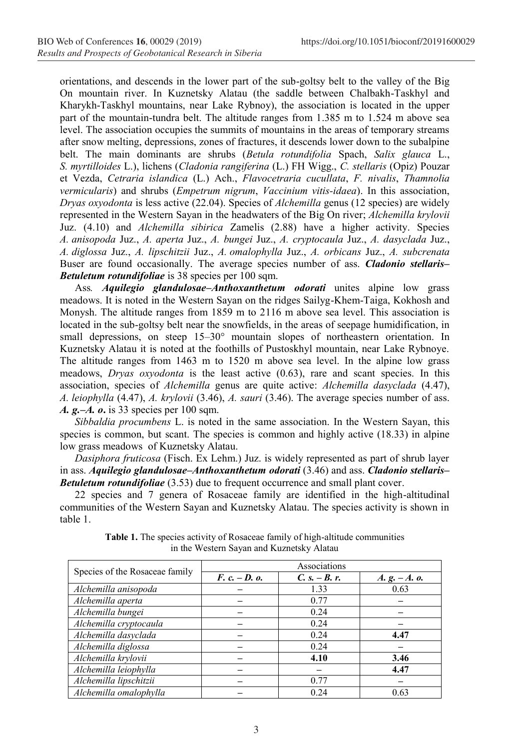orientations, and descends in the lower part of the sub-goltsy belt to the valley of the Big On mountain river. In Kuznetsky Alatau (the saddle between Chalbakh-Taskhyl and Kharykh-Taskhyl mountains, near Lake Rybnoy), the association is located in the upper part of the mountain-tundra belt. The altitude ranges from 1.385 m to 1.524 m above sea level. The association occupies the summits of mountains in the areas of temporary streams after snow melting, depressions, zones of fractures, it descends lower down to the subalpine belt. The main dominants are shrubs (*Betula rotundifolia* Spach, *Salix glauca* L., *S. myrtilloides* L.), lichens (*Cladonia rangiferina* (L.) FH Wigg., *C. stellaris* (Opiz) Pouzar et Vezda, *Cetraria islandica* (L.) Ach., *Flavocetraria cucullata*, *F. nivalis*, *Thamnolia vermicularis*) and shrubs (*Empetrum nigrum*, *Vaccinium vitis-idaea*). In this association, *Dryas oxyodonta* is less active (22.04). Species of *Alchemilla* genus (12 species) are widely represented in the Western Sayan in the headwaters of the Big On river; *Alchemilla krylovii* Juz. (4.10) and *Alchemilla sibirica* Zamelis (2.88) have a higher activity. Species *A. anisopoda* Juz., *A. aperta* Juz., *A. bungei* Juz., *A. cryptocaula* Juz., *A. dasyclada* Juz., *A. diglossa* Juz., *A. lipschitzii* Juz., *A. omalophylla* Juz., *A. orbicans* Juz., *A. subcrenata* Buser are found occasionally. The average species number of ass. ***Cladonio stellaris–Betuletum rotundifoliae*** is 38 species per 100 sqm.

Ass*.* ***Aquilegio glandulosae–Anthoxanthetum odorati*** unites alpine low grass meadows. It is noted in the Western Sayan on the ridges Sailyg-Khem-Taiga, Kokhosh and Monysh. The altitude ranges from 1859 m to 2116 m above sea level. This association is located in the sub-goltsy belt near the snowfields, in the areas of seepage humidification, in small depressions, on steep 15–30° mountain slopes of northeastern orientation. In Kuznetsky Alatau it is noted at the foothills of Pustoskhyl mountain, near Lake Rybnoye. The altitude ranges from 1463 m to 1520 m above sea level. In the alpine low grass meadows, *Dryas oxyodonta* is the least active (0.63), rare and scant species. In this association, species of *Alchemilla* genus are quite active: *Alchemilla dasyclada* (4.47), *A. leiophylla* (4.47), *A. krylovii* (3.46), *A. sauri* (3.46). The average species number of ass. ***A. g.–A. o.*** is 33 species per 100 sqm.

*Sibbaldia procumbens* L. is noted in the same association. In the Western Sayan, this species is common, but scant. The species is common and highly active (18.33) in alpine low grass meadows of Kuznetsky Alatau.

*Dasiphora fruticosa* (Fisch. Ex Lehm.) Juz. is widely represented as part of shrub layer in ass. ***Aquilegio glandulosae–Anthoxanthetum odorati*** (3.46) and ass. ***Cladonio stellaris–Betuletum rotundifoliae*** (3.53) due to frequent occurrence and small plant cover.

22 species and 7 genera of Rosaceae family are identified in the high-altitudinal communities of the Western Sayan and Kuznetsky Alatau. The species activity is shown in table 1.

**Table 1.** The species activity of Rosaceae family of high-altitude communities in the Western Sayan and Kuznetsky Alatau

| Species of the Rosaceae family | Associations | | |
|---|---|---|---|
| | ***F. c. – D. o.*** | ***C. s. – B. r.*** | ***A. g. – A. o.*** |
| *Alchemilla anisopoda* | – | 1.33 | 0.63 |
| *Alchemilla aperta* | – | 0.77 | – |
| *Alchemilla bungei* | – | 0.24 | – |
| *Alchemilla cryptocaula* | – | 0.24 | – |
| *Alchemilla dasyclada* | – | 0.24 | **4.47** |
| *Alchemilla diglossa* | – | 0.24 | – |
| *Alchemilla krylovii* | – | **4.10** | **3.46** |
| *Alchemilla leiophylla* | – | – | **4.47** |
| *Alchemilla lipschitzii* | – | 0.77 | – |
| *Alchemilla omalophylla* | – | 0.24 | 0.63 |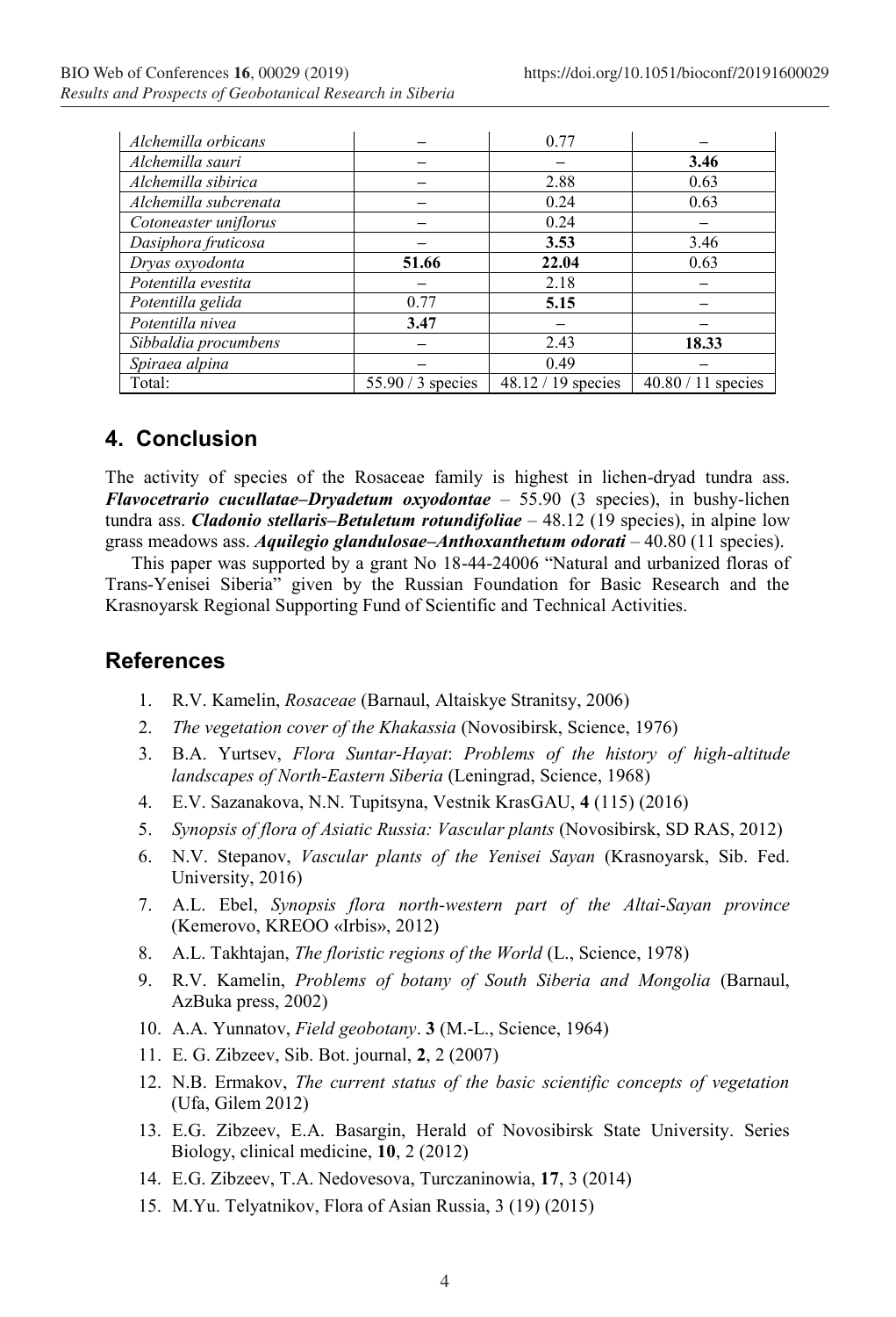| | | | |
|---|---|---|---|
| *Alchemilla orbicans* | – | 0.77 | – |
| *Alchemilla sauri* | – | – | **3.46** |
| *Alchemilla sibirica* | – | 2.88 | 0.63 |
| *Alchemilla subcrenata* | – | 0.24 | 0.63 |
| *Cotoneaster uniflorus* | – | 0.24 | – |
| *Dasiphora fruticosa* | – | **3.53** | 3.46 |
| *Dryas oxyodonta* | **51.66** | **22.04** | 0.63 |
| *Potentilla evestita* | – | 2.18 | – |
| *Potentilla gelida* | 0.77 | **5.15** | – |
| *Potentilla nivea* | **3.47** | – | – |
| *Sibbaldia procumbens* | – | 2.43 | **18.33** |
| *Spiraea alpina* | – | 0.49 | – |
| Total: | 55.90 / 3 species | 48.12 / 19 species | 40.80 / 11 species |

## 4. Conclusion

The activity of species of the Rosaceae family is highest in lichen-dryad tundra ass. ***Flavocetrario cucullatae–Dryadetum oxyodontae*** – 55.90 (3 species), in bushy-lichen tundra ass. ***Cladonio stellaris–Betuletum rotundifoliae*** – 48.12 (19 species), in alpine low grass meadows ass. ***Aquilegio glandulosae–Anthoxanthetum odorati*** – 40.80 (11 species).

This paper was supported by a grant No 18-44-24006 "Natural and urbanized floras of Trans-Yenisei Siberia" given by the Russian Foundation for Basic Research and the Krasnoyarsk Regional Supporting Fund of Scientific and Technical Activities.

## References

1. R.V. Kamelin, *Rosaceae* (Barnaul, Altaiskye Stranitsy, 2006)
2. *The vegetation cover of the Khakassia* (Novosibirsk, Science, 1976)
3. B.A. Yurtsev, *Flora Suntar-Hayat*: *Problems of the history of high-altitude landscapes of North-Eastern Siberia* (Leningrad, Science, 1968)
4. E.V. Sazanakova, N.N. Tupitsyna, Vestnik KrasGAU, **4** (115) (2016)
5. *Synopsis of flora of Asiatic Russia: Vascular plants* (Novosibirsk, SD RAS, 2012)
6. N.V. Stepanov, *Vascular plants of the Yenisei Sayan* (Krasnoyarsk, Sib. Fed. University, 2016)
7. A.L. Ebel, *Synopsis flora north-western part of the Altai-Sayan province* (Kemerovo, KREOO «Irbis», 2012)
8. A.L. Takhtajan, *The floristic regions of the World* (L., Science, 1978)
9. R.V. Kamelin, *Problems of botany of South Siberia and Mongolia* (Barnaul, AzBuka press, 2002)
10. A.A. Yunnatov, *Field geobotany*. **3** (M.-L., Science, 1964)
11. E. G. Zibzeev, Sib. Bot. journal, **2**, 2 (2007)
12. N.B. Ermakov, *The current status of the basic scientific concepts of vegetation* (Ufa, Gilem 2012)
13. E.G. Zibzeev, E.A. Basargin, Herald of Novosibirsk State University. Series Biology, clinical medicine, **10**, 2 (2012)
14. E.G. Zibzeev, T.A. Nedovesova, Turczaninowia, **17**, 3 (2014)
15. M.Yu. Telyatnikov, Flora of Asian Russia, 3 (19) (2015)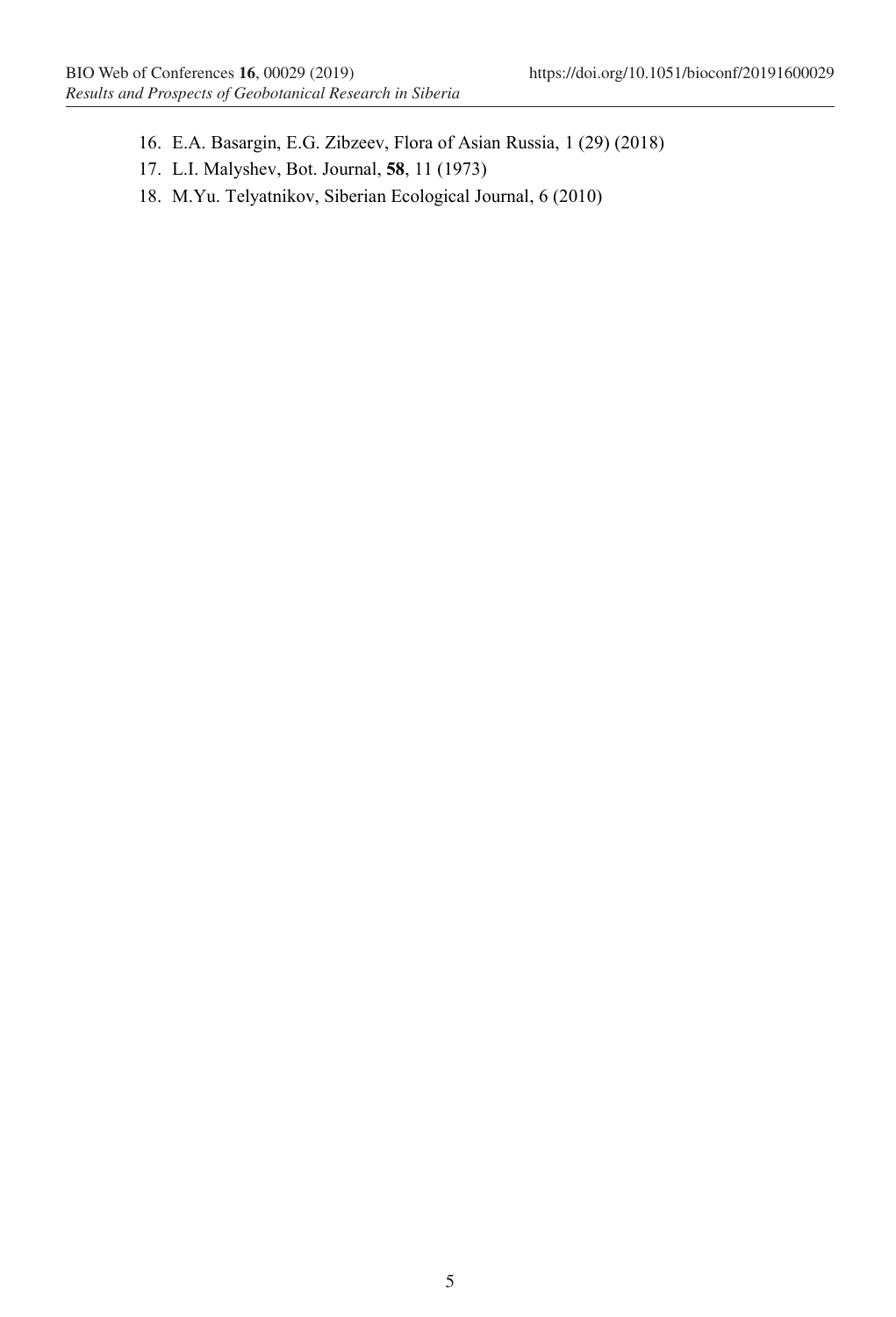16. E.A. Basargin, E.G. Zibzeev, Flora of Asian Russia, 1 (29) (2018)
17. L.I. Malyshev, Bot. Journal, **58**, 11 (1973)
18. M.Yu. Telyatnikov, Siberian Ecological Journal, 6 (2010)